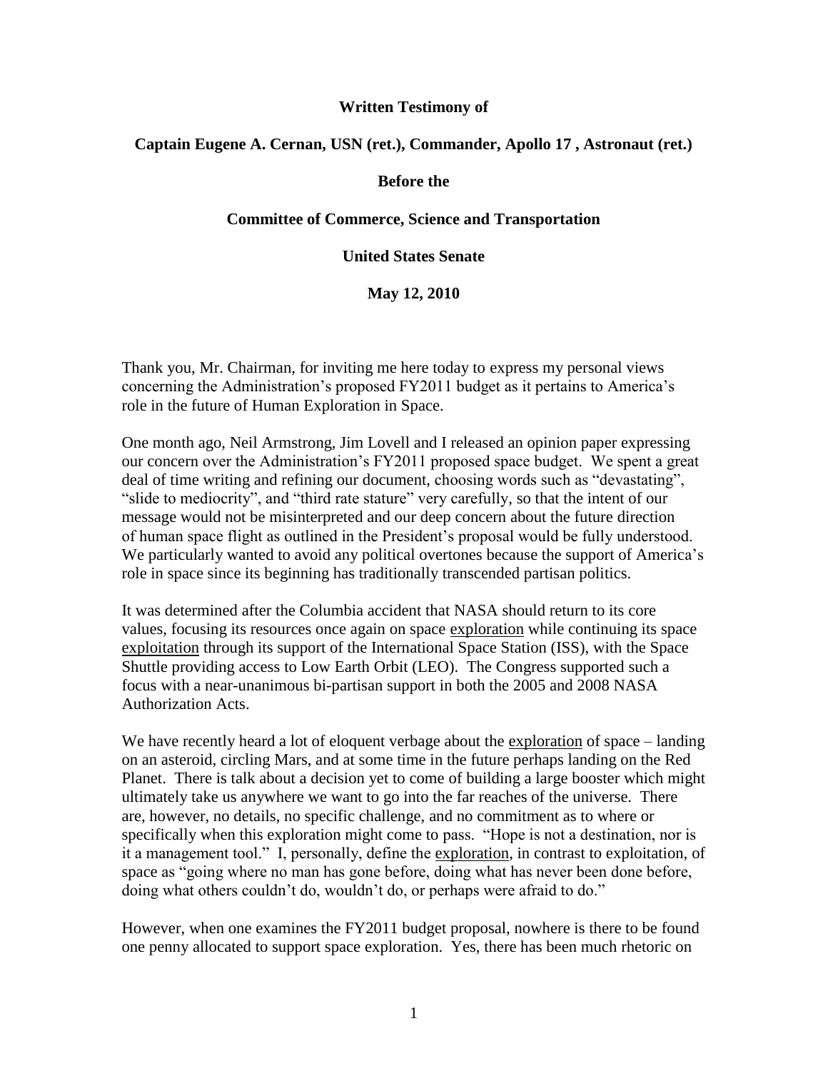**Written Testimony of**

**Captain Eugene A. Cernan, USN (ret.), Commander, Apollo 17 , Astronaut (ret.)**

**Before the**

**Committee of Commerce, Science and Transportation**

**United States Senate**

**May 12, 2010**

Thank you, Mr. Chairman, for inviting me here today to express my personal views concerning the Administration's proposed FY2011 budget as it pertains to America's role in the future of Human Exploration in Space.

One month ago, Neil Armstrong, Jim Lovell and I released an opinion paper expressing our concern over the Administration's FY2011 proposed space budget. We spent a great deal of time writing and refining our document, choosing words such as "devastating", "slide to mediocrity", and "third rate stature" very carefully, so that the intent of our message would not be misinterpreted and our deep concern about the future direction of human space flight as outlined in the President's proposal would be fully understood. We particularly wanted to avoid any political overtones because the support of America's role in space since its beginning has traditionally transcended partisan politics.

It was determined after the Columbia accident that NASA should return to its core values, focusing its resources once again on space exploration while continuing its space exploitation through its support of the International Space Station (ISS), with the Space Shuttle providing access to Low Earth Orbit (LEO). The Congress supported such a focus with a near-unanimous bi-partisan support in both the 2005 and 2008 NASA Authorization Acts.

We have recently heard a lot of eloquent verbage about the exploration of space – landing on an asteroid, circling Mars, and at some time in the future perhaps landing on the Red Planet. There is talk about a decision yet to come of building a large booster which might ultimately take us anywhere we want to go into the far reaches of the universe. There are, however, no details, no specific challenge, and no commitment as to where or specifically when this exploration might come to pass. "Hope is not a destination, nor is it a management tool." I, personally, define the exploration, in contrast to exploitation, of space as "going where no man has gone before, doing what has never been done before, doing what others couldn't do, wouldn't do, or perhaps were afraid to do."

However, when one examines the FY2011 budget proposal, nowhere is there to be found one penny allocated to support space exploration. Yes, there has been much rhetoric on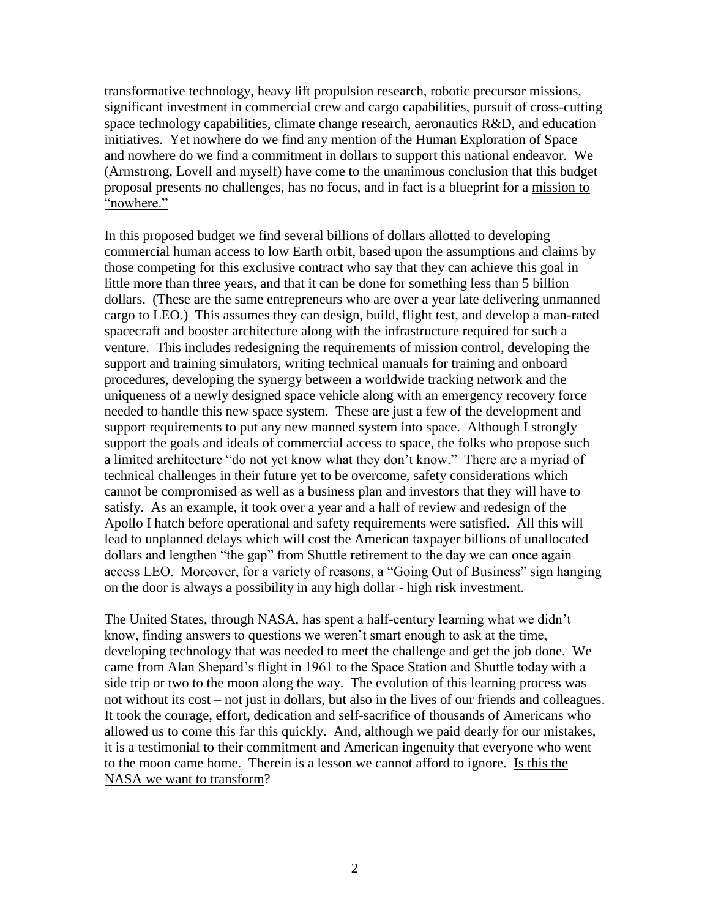transformative technology, heavy lift propulsion research, robotic precursor missions, significant investment in commercial crew and cargo capabilities, pursuit of cross-cutting space technology capabilities, climate change research, aeronautics R&D, and education initiatives. Yet nowhere do we find any mention of the Human Exploration of Space and nowhere do we find a commitment in dollars to support this national endeavor. We (Armstrong, Lovell and myself) have come to the unanimous conclusion that this budget proposal presents no challenges, has no focus, and in fact is a blueprint for a <u>mission to "nowhere."</u>

In this proposed budget we find several billions of dollars allotted to developing commercial human access to low Earth orbit, based upon the assumptions and claims by those competing for this exclusive contract who say that they can achieve this goal in little more than three years, and that it can be done for something less than 5 billion dollars. (These are the same entrepreneurs who are over a year late delivering unmanned cargo to LEO.) This assumes they can design, build, flight test, and develop a man-rated spacecraft and booster architecture along with the infrastructure required for such a venture. This includes redesigning the requirements of mission control, developing the support and training simulators, writing technical manuals for training and onboard procedures, developing the synergy between a worldwide tracking network and the uniqueness of a newly designed space vehicle along with an emergency recovery force needed to handle this new space system. These are just a few of the development and support requirements to put any new manned system into space. Although I strongly support the goals and ideals of commercial access to space, the folks who propose such a limited architecture "<u>do not yet know what they don't know</u>." There are a myriad of technical challenges in their future yet to be overcome, safety considerations which cannot be compromised as well as a business plan and investors that they will have to satisfy. As an example, it took over a year and a half of review and redesign of the Apollo I hatch before operational and safety requirements were satisfied. All this will lead to unplanned delays which will cost the American taxpayer billions of unallocated dollars and lengthen "the gap" from Shuttle retirement to the day we can once again access LEO. Moreover, for a variety of reasons, a "Going Out of Business" sign hanging on the door is always a possibility in any high dollar - high risk investment.

The United States, through NASA, has spent a half-century learning what we didn't know, finding answers to questions we weren't smart enough to ask at the time, developing technology that was needed to meet the challenge and get the job done. We came from Alan Shepard's flight in 1961 to the Space Station and Shuttle today with a side trip or two to the moon along the way. The evolution of this learning process was not without its cost – not just in dollars, but also in the lives of our friends and colleagues. It took the courage, effort, dedication and self-sacrifice of thousands of Americans who allowed us to come this far this quickly. And, although we paid dearly for our mistakes, it is a testimonial to their commitment and American ingenuity that everyone who went to the moon came home. Therein is a lesson we cannot afford to ignore. <u>Is this the NASA we want to transform</u>?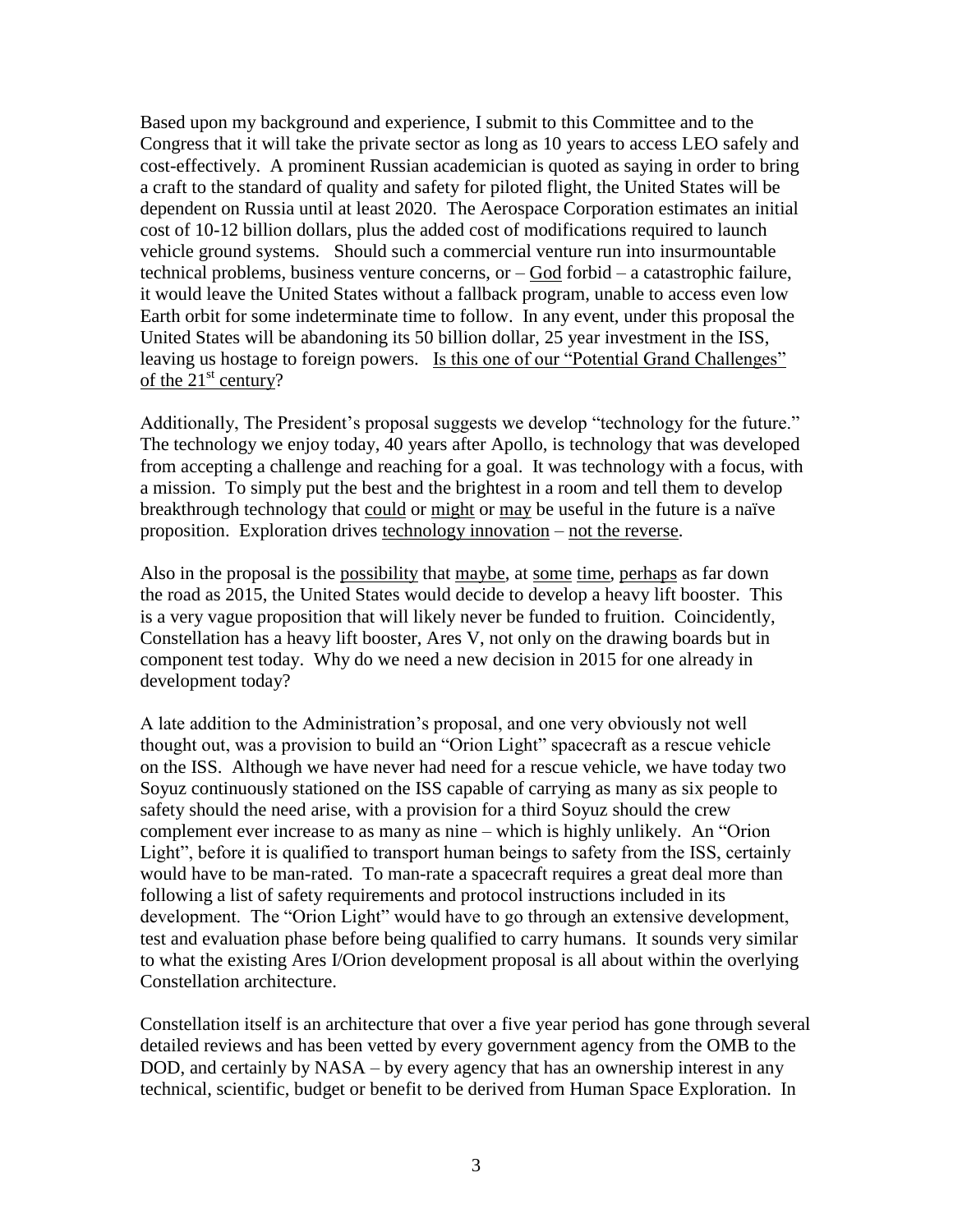Based upon my background and experience, I submit to this Committee and to the Congress that it will take the private sector as long as 10 years to access LEO safely and cost-effectively. A prominent Russian academician is quoted as saying in order to bring a craft to the standard of quality and safety for piloted flight, the United States will be dependent on Russia until at least 2020. The Aerospace Corporation estimates an initial cost of 10-12 billion dollars, plus the added cost of modifications required to launch vehicle ground systems. Should such a commercial venture run into insurmountable technical problems, business venture concerns, or – God forbid – a catastrophic failure, it would leave the United States without a fallback program, unable to access even low Earth orbit for some indeterminate time to follow. In any event, under this proposal the United States will be abandoning its 50 billion dollar, 25 year investment in the ISS, leaving us hostage to foreign powers. Is this one of our "Potential Grand Challenges" of the 21st century?

Additionally, The President's proposal suggests we develop "technology for the future." The technology we enjoy today, 40 years after Apollo, is technology that was developed from accepting a challenge and reaching for a goal. It was technology with a focus, with a mission. To simply put the best and the brightest in a room and tell them to develop breakthrough technology that could or might or may be useful in the future is a naïve proposition. Exploration drives technology innovation – not the reverse.

Also in the proposal is the possibility that maybe, at some time, perhaps as far down the road as 2015, the United States would decide to develop a heavy lift booster. This is a very vague proposition that will likely never be funded to fruition. Coincidently, Constellation has a heavy lift booster, Ares V, not only on the drawing boards but in component test today. Why do we need a new decision in 2015 for one already in development today?

A late addition to the Administration's proposal, and one very obviously not well thought out, was a provision to build an "Orion Light" spacecraft as a rescue vehicle on the ISS. Although we have never had need for a rescue vehicle, we have today two Soyuz continuously stationed on the ISS capable of carrying as many as six people to safety should the need arise, with a provision for a third Soyuz should the crew complement ever increase to as many as nine – which is highly unlikely. An "Orion Light", before it is qualified to transport human beings to safety from the ISS, certainly would have to be man-rated. To man-rate a spacecraft requires a great deal more than following a list of safety requirements and protocol instructions included in its development. The "Orion Light" would have to go through an extensive development, test and evaluation phase before being qualified to carry humans. It sounds very similar to what the existing Ares I/Orion development proposal is all about within the overlying Constellation architecture.

Constellation itself is an architecture that over a five year period has gone through several detailed reviews and has been vetted by every government agency from the OMB to the DOD, and certainly by NASA – by every agency that has an ownership interest in any technical, scientific, budget or benefit to be derived from Human Space Exploration. In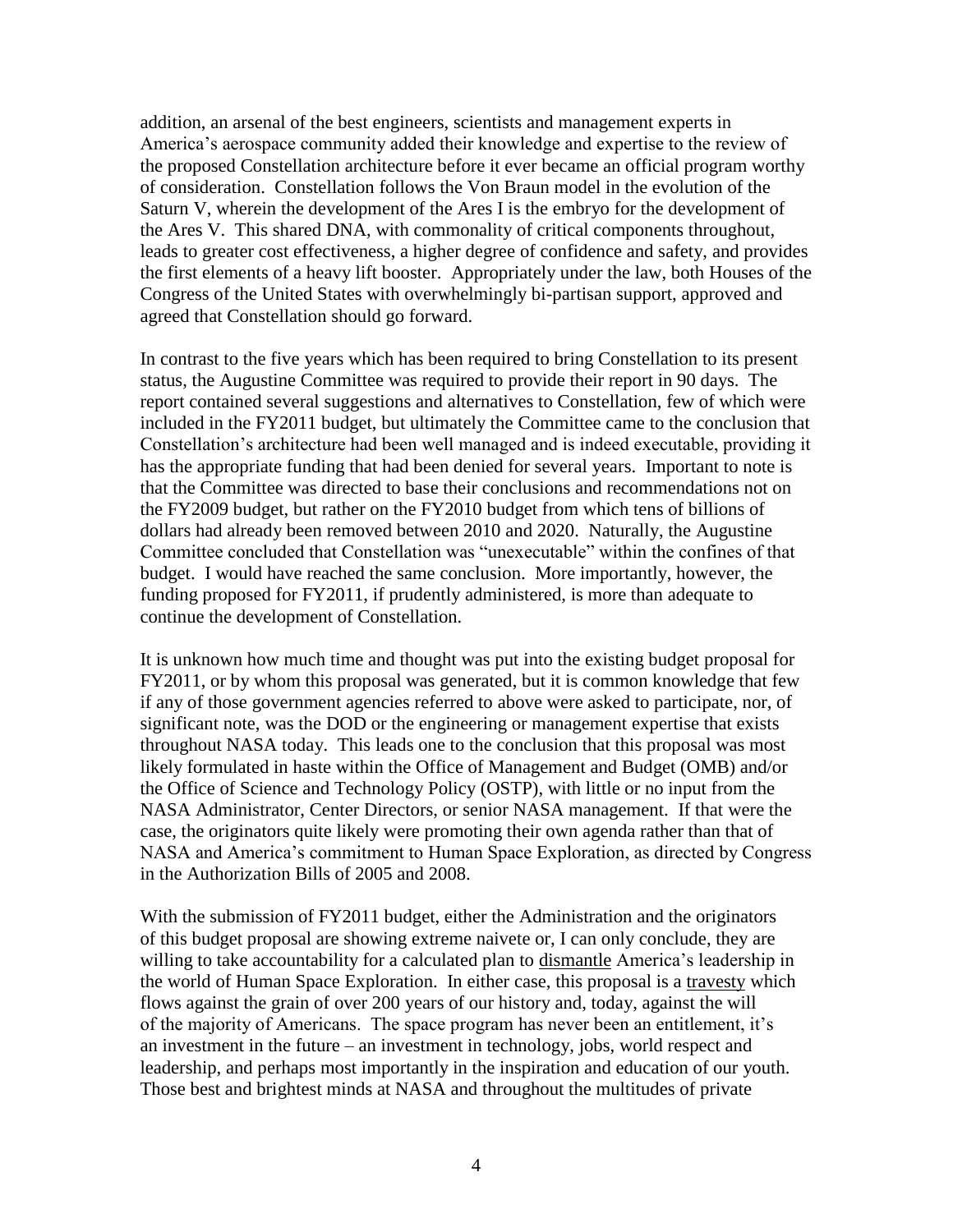addition, an arsenal of the best engineers, scientists and management experts in America's aerospace community added their knowledge and expertise to the review of the proposed Constellation architecture before it ever became an official program worthy of consideration. Constellation follows the Von Braun model in the evolution of the Saturn V, wherein the development of the Ares I is the embryo for the development of the Ares V. This shared DNA, with commonality of critical components throughout, leads to greater cost effectiveness, a higher degree of confidence and safety, and provides the first elements of a heavy lift booster. Appropriately under the law, both Houses of the Congress of the United States with overwhelmingly bi-partisan support, approved and agreed that Constellation should go forward.

In contrast to the five years which has been required to bring Constellation to its present status, the Augustine Committee was required to provide their report in 90 days. The report contained several suggestions and alternatives to Constellation, few of which were included in the FY2011 budget, but ultimately the Committee came to the conclusion that Constellation's architecture had been well managed and is indeed executable, providing it has the appropriate funding that had been denied for several years. Important to note is that the Committee was directed to base their conclusions and recommendations not on the FY2009 budget, but rather on the FY2010 budget from which tens of billions of dollars had already been removed between 2010 and 2020. Naturally, the Augustine Committee concluded that Constellation was "unexecutable" within the confines of that budget. I would have reached the same conclusion. More importantly, however, the funding proposed for FY2011, if prudently administered, is more than adequate to continue the development of Constellation.

It is unknown how much time and thought was put into the existing budget proposal for FY2011, or by whom this proposal was generated, but it is common knowledge that few if any of those government agencies referred to above were asked to participate, nor, of significant note, was the DOD or the engineering or management expertise that exists throughout NASA today. This leads one to the conclusion that this proposal was most likely formulated in haste within the Office of Management and Budget (OMB) and/or the Office of Science and Technology Policy (OSTP), with little or no input from the NASA Administrator, Center Directors, or senior NASA management. If that were the case, the originators quite likely were promoting their own agenda rather than that of NASA and America's commitment to Human Space Exploration, as directed by Congress in the Authorization Bills of 2005 and 2008.

With the submission of FY2011 budget, either the Administration and the originators of this budget proposal are showing extreme naivete or, I can only conclude, they are willing to take accountability for a calculated plan to <u>dismantle</u> America's leadership in the world of Human Space Exploration. In either case, this proposal is a <u>travesty</u> which flows against the grain of over 200 years of our history and, today, against the will of the majority of Americans. The space program has never been an entitlement, it's an investment in the future – an investment in technology, jobs, world respect and leadership, and perhaps most importantly in the inspiration and education of our youth. Those best and brightest minds at NASA and throughout the multitudes of private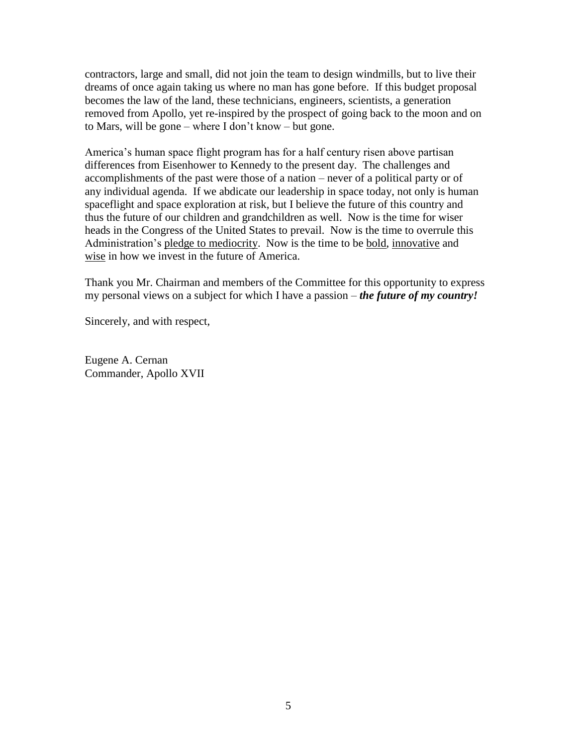contractors, large and small, did not join the team to design windmills, but to live their dreams of once again taking us where no man has gone before. If this budget proposal becomes the law of the land, these technicians, engineers, scientists, a generation removed from Apollo, yet re-inspired by the prospect of going back to the moon and on to Mars, will be gone – where I don't know – but gone.

America's human space flight program has for a half century risen above partisan differences from Eisenhower to Kennedy to the present day. The challenges and accomplishments of the past were those of a nation – never of a political party or of any individual agenda. If we abdicate our leadership in space today, not only is human spaceflight and space exploration at risk, but I believe the future of this country and thus the future of our children and grandchildren as well. Now is the time for wiser heads in the Congress of the United States to prevail. Now is the time to overrule this Administration's <u>pledge to mediocrity</u>. Now is the time to be <u>bold</u>, <u>innovative</u> and <u>wise</u> in how we invest in the future of America.

Thank you Mr. Chairman and members of the Committee for this opportunity to express my personal views on a subject for which I have a passion – ***the future of my country!***

Sincerely, and with respect,

Eugene A. Cernan
Commander, Apollo XVII